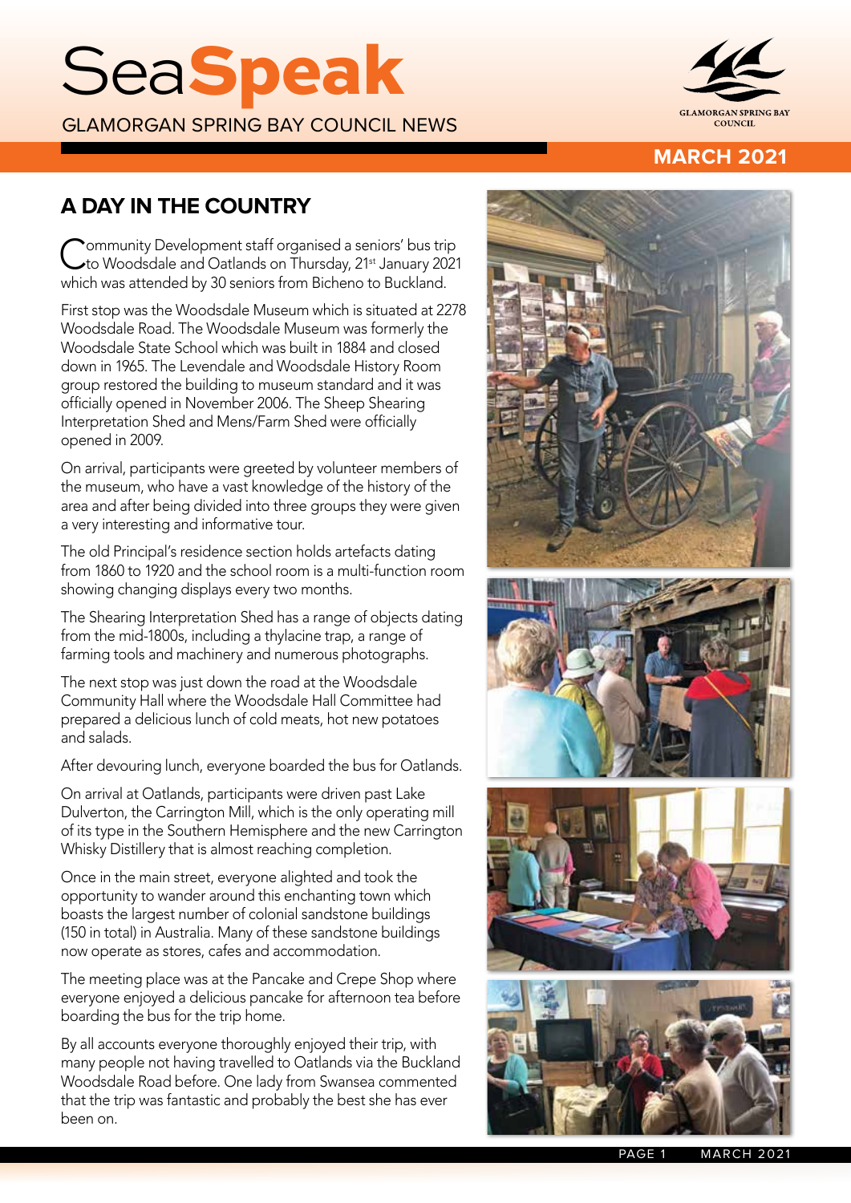# SeaSpeak

GLAMORGAN SPRING BAY COUNCIL NEWS

GLAMORGAN SPRING BAY COUNCIL

MARCH 2021

## A DAY IN THE COUNTRY

Community Development staff organised a seniors' bus trip to Woodsdale and Oatlands on Thursday, 21st January 2021 which was attended by 30 seniors from Bicheno to Buckland.

First stop was the Woodsdale Museum which is situated at 2278 Woodsdale Road. The Woodsdale Museum was formerly the Woodsdale State School which was built in 1884 and closed down in 1965. The Levendale and Woodsdale History Room group restored the building to museum standard and it was officially opened in November 2006. The Sheep Shearing Interpretation Shed and Mens/Farm Shed were officially opened in 2009.

On arrival, participants were greeted by volunteer members of the museum, who have a vast knowledge of the history of the area and after being divided into three groups they were given a very interesting and informative tour.

The old Principal's residence section holds artefacts dating from 1860 to 1920 and the school room is a multi-function room showing changing displays every two months.

The Shearing Interpretation Shed has a range of objects dating from the mid-1800s, including a thylacine trap, a range of farming tools and machinery and numerous photographs.

The next stop was just down the road at the Woodsdale Community Hall where the Woodsdale Hall Committee had prepared a delicious lunch of cold meats, hot new potatoes and salads.

After devouring lunch, everyone boarded the bus for Oatlands.

On arrival at Oatlands, participants were driven past Lake Dulverton, the Carrington Mill, which is the only operating mill of its type in the Southern Hemisphere and the new Carrington Whisky Distillery that is almost reaching completion.

Once in the main street, everyone alighted and took the opportunity to wander around this enchanting town which boasts the largest number of colonial sandstone buildings (150 in total) in Australia. Many of these sandstone buildings now operate as stores, cafes and accommodation.

The meeting place was at the Pancake and Crepe Shop where everyone enjoyed a delicious pancake for afternoon tea before boarding the bus for the trip home.

By all accounts everyone thoroughly enjoyed their trip, with many people not having travelled to Oatlands via the Buckland Woodsdale Road before. One lady from Swansea commented that the trip was fantastic and probably the best she has ever been on.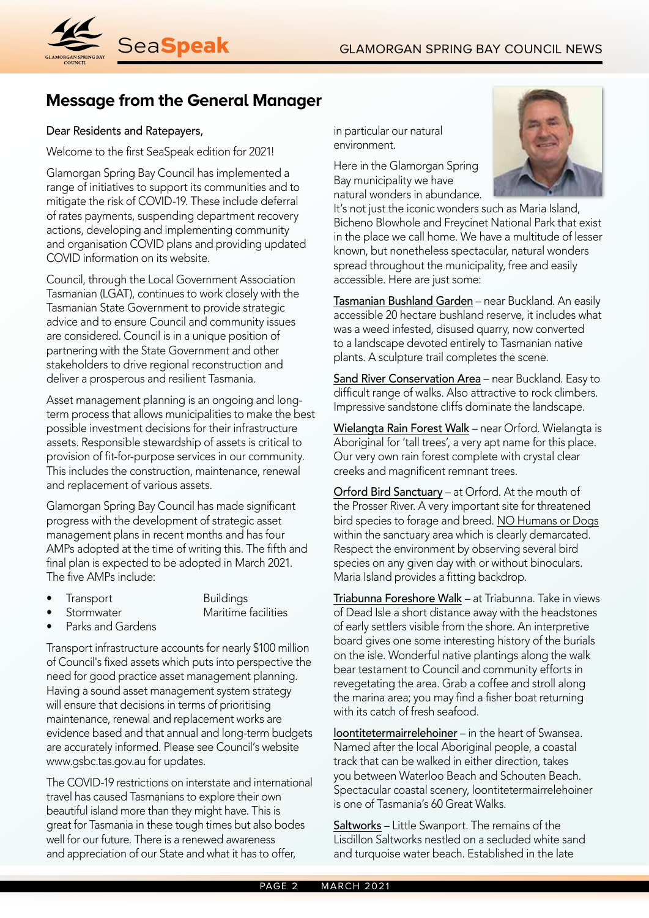## Message from the General Manager

Dear Residents and Ratepayers,

Welcome to the first SeaSpeak edition for 2021!

Glamorgan Spring Bay Council has implemented a range of initiatives to support its communities and to mitigate the risk of COVID-19. These include deferral of rates payments, suspending department recovery actions, developing and implementing community and organisation COVID plans and providing updated COVID information on its website.

Council, through the Local Government Association Tasmanian (LGAT), continues to work closely with the Tasmanian State Government to provide strategic advice and to ensure Council and community issues are considered. Council is in a unique position of partnering with the State Government and other stakeholders to drive regional reconstruction and deliver a prosperous and resilient Tasmania.

Asset management planning is an ongoing and long-term process that allows municipalities to make the best possible investment decisions for their infrastructure assets. Responsible stewardship of assets is critical to provision of fit-for-purpose services in our community. This includes the construction, maintenance, renewal and replacement of various assets.

Glamorgan Spring Bay Council has made significant progress with the development of strategic asset management plans in recent months and has four AMPs adopted at the time of writing this. The fifth and final plan is expected to be adopted in March 2021. The five AMPs include:

- Transport
- Stormwater
- Parks and Gardens
- Buildings
- Maritime facilities

Transport infrastructure accounts for nearly $100 million of Council's fixed assets which puts into perspective the need for good practice asset management planning. Having a sound asset management system strategy will ensure that decisions in terms of prioritising maintenance, renewal and replacement works are evidence based and that annual and long-term budgets are accurately informed. Please see Council's website www.gsbc.tas.gov.au for updates.

The COVID-19 restrictions on interstate and international travel has caused Tasmanians to explore their own beautiful island more than they might have. This is great for Tasmania in these tough times but also bodes well for our future. There is a renewed awareness and appreciation of our State and what it has to offer, in particular our natural environment.

Here in the Glamorgan Spring Bay municipality we have natural wonders in abundance. It's not just the iconic wonders such as Maria Island, Bicheno Blowhole and Freycinet National Park that exist in the place we call home. We have a multitude of lesser known, but nonetheless spectacular, natural wonders spread throughout the municipality, free and easily accessible. Here are just some:

Tasmanian Bushland Garden – near Buckland. An easily accessible 20 hectare bushland reserve, it includes what was a weed infested, disused quarry, now converted to a landscape devoted entirely to Tasmanian native plants. A sculpture trail completes the scene.

Sand River Conservation Area – near Buckland. Easy to difficult range of walks. Also attractive to rock climbers. Impressive sandstone cliffs dominate the landscape.

Wielangta Rain Forest Walk – near Orford. Wielangta is Aboriginal for 'tall trees', a very apt name for this place. Our very own rain forest complete with crystal clear creeks and magnificent remnant trees.

Orford Bird Sanctuary – at Orford. At the mouth of the Prosser River. A very important site for threatened bird species to forage and breed. NO Humans or Dogs within the sanctuary area which is clearly demarcated. Respect the environment by observing several bird species on any given day with or without binoculars. Maria Island provides a fitting backdrop.

Triabunna Foreshore Walk – at Triabunna. Take in views of Dead Isle a short distance away with the headstones of early settlers visible from the shore. An interpretive board gives one some interesting history of the burials on the isle. Wonderful native plantings along the walk bear testament to Council and community efforts in revegetating the area. Grab a coffee and stroll along the marina area; you may find a fisher boat returning with its catch of fresh seafood.

loontitetermairrelehoiner – in the heart of Swansea. Named after the local Aboriginal people, a coastal track that can be walked in either direction, takes you between Waterloo Beach and Schouten Beach. Spectacular coastal scenery, loontitetermairrelehoiner is one of Tasmania's 60 Great Walks.

Saltworks – Little Swanport. The remains of the Lisdillon Saltworks nestled on a secluded white sand and turquoise water beach. Established in the late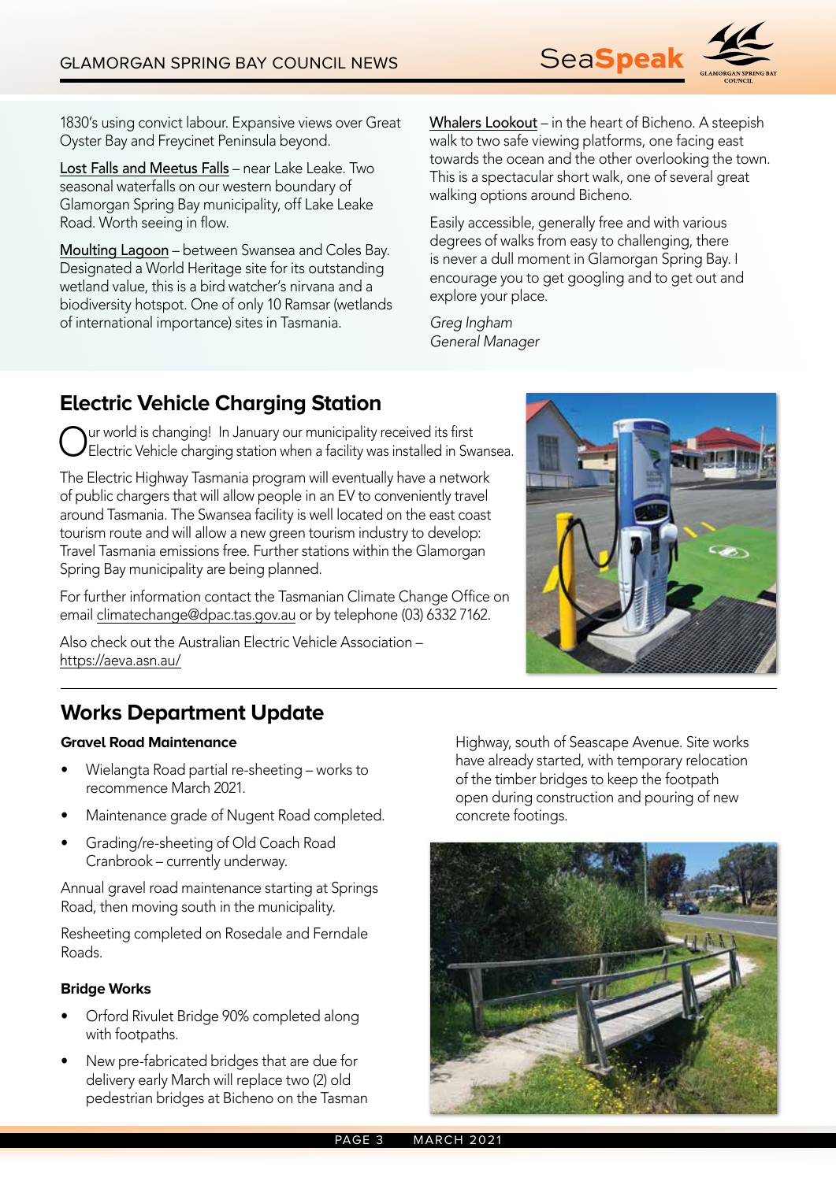1830's using convict labour. Expansive views over Great Oyster Bay and Freycinet Peninsula beyond.

Lost Falls and Meetus Falls – near Lake Leake. Two seasonal waterfalls on our western boundary of Glamorgan Spring Bay municipality, off Lake Leake Road. Worth seeing in flow.

Moulting Lagoon – between Swansea and Coles Bay. Designated a World Heritage site for its outstanding wetland value, this is a bird watcher's nirvana and a biodiversity hotspot. One of only 10 Ramsar (wetlands of international importance) sites in Tasmania.

Whalers Lookout – in the heart of Bicheno. A steepish walk to two safe viewing platforms, one facing east towards the ocean and the other overlooking the town. This is a spectacular short walk, one of several great walking options around Bicheno.

Easily accessible, generally free and with various degrees of walks from easy to challenging, there is never a dull moment in Glamorgan Spring Bay. I encourage you to get googling and to get out and explore your place.

*Greg Ingham*
*General Manager*

## Electric Vehicle Charging Station

Our world is changing! In January our municipality received its first Electric Vehicle charging station when a facility was installed in Swansea.

The Electric Highway Tasmania program will eventually have a network of public chargers that will allow people in an EV to conveniently travel around Tasmania. The Swansea facility is well located on the east coast tourism route and will allow a new green tourism industry to develop: Travel Tasmania emissions free. Further stations within the Glamorgan Spring Bay municipality are being planned.

For further information contact the Tasmanian Climate Change Office on email climatechange@dpac.tas.gov.au or by telephone (03) 6332 7162.

Also check out the Australian Electric Vehicle Association – https://aeva.asn.au/

## Works Department Update

### Gravel Road Maintenance

- Wielangta Road partial re-sheeting – works to recommence March 2021.
- Maintenance grade of Nugent Road completed.
- Grading/re-sheeting of Old Coach Road Cranbrook – currently underway.

Annual gravel road maintenance starting at Springs Road, then moving south in the municipality.

Resheeting completed on Rosedale and Ferndale Roads.

### Bridge Works

- Orford Rivulet Bridge 90% completed along with footpaths.
- New pre-fabricated bridges that are due for delivery early March will replace two (2) old pedestrian bridges at Bicheno on the Tasman Highway, south of Seascape Avenue. Site works have already started, with temporary relocation of the timber bridges to keep the footpath open during construction and pouring of new concrete footings.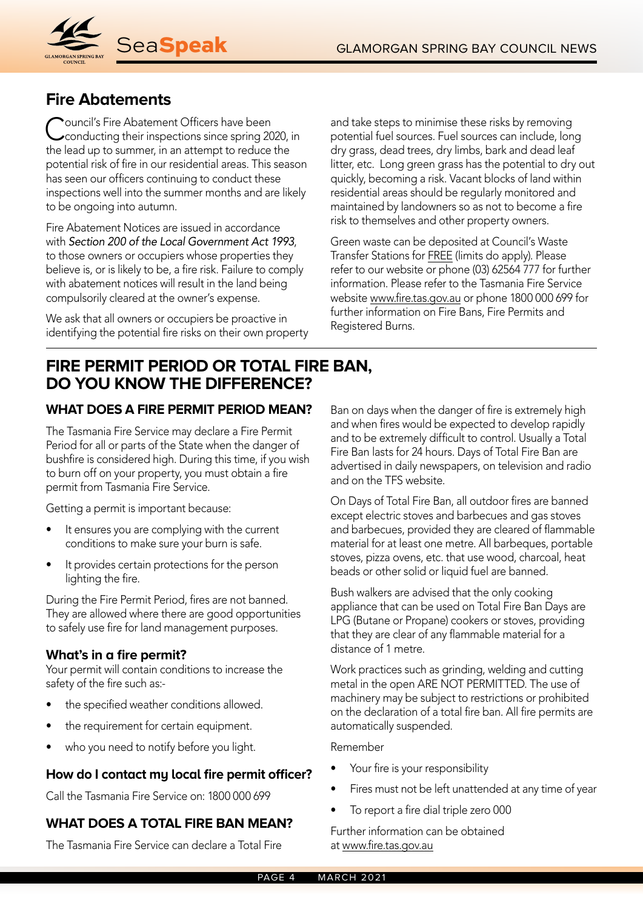## Fire Abatements

Council's Fire Abatement Officers have been conducting their inspections since spring 2020, in the lead up to summer, in an attempt to reduce the potential risk of fire in our residential areas. This season has seen our officers continuing to conduct these inspections well into the summer months and are likely to be ongoing into autumn.

Fire Abatement Notices are issued in accordance with *Section 200 of the Local Government Act 1993*, to those owners or occupiers whose properties they believe is, or is likely to be, a fire risk. Failure to comply with abatement notices will result in the land being compulsorily cleared at the owner's expense.

We ask that all owners or occupiers be proactive in identifying the potential fire risks on their own property and take steps to minimise these risks by removing potential fuel sources. Fuel sources can include, long dry grass, dead trees, dry limbs, bark and dead leaf litter, etc. Long green grass has the potential to dry out quickly, becoming a risk. Vacant blocks of land within residential areas should be regularly monitored and maintained by landowners so as not to become a fire risk to themselves and other property owners.

Green waste can be deposited at Council's Waste Transfer Stations for FREE (limits do apply). Please refer to our website or phone (03) 62564 777 for further information. Please refer to the Tasmania Fire Service website www.fire.tas.gov.au or phone 1800 000 699 for further information on Fire Bans, Fire Permits and Registered Burns.

## FIRE PERMIT PERIOD OR TOTAL FIRE BAN, DO YOU KNOW THE DIFFERENCE?

### WHAT DOES A FIRE PERMIT PERIOD MEAN?

The Tasmania Fire Service may declare a Fire Permit Period for all or parts of the State when the danger of bushfire is considered high. During this time, if you wish to burn off on your property, you must obtain a fire permit from Tasmania Fire Service.

Getting a permit is important because:

- It ensures you are complying with the current conditions to make sure your burn is safe.
- It provides certain protections for the person lighting the fire.

During the Fire Permit Period, fires are not banned. They are allowed where there are good opportunities to safely use fire for land management purposes.

### What's in a fire permit?

Your permit will contain conditions to increase the safety of the fire such as:-

- the specified weather conditions allowed.
- the requirement for certain equipment.
- who you need to notify before you light.

### How do I contact my local fire permit officer?

Call the Tasmania Fire Service on: 1800 000 699

### WHAT DOES A TOTAL FIRE BAN MEAN?

The Tasmania Fire Service can declare a Total Fire Ban on days when the danger of fire is extremely high and when fires would be expected to develop rapidly and to be extremely difficult to control. Usually a Total Fire Ban lasts for 24 hours. Days of Total Fire Ban are advertised in daily newspapers, on television and radio and on the TFS website.

On Days of Total Fire Ban, all outdoor fires are banned except electric stoves and barbecues and gas stoves and barbecues, provided they are cleared of flammable material for at least one metre. All barbeques, portable stoves, pizza ovens, etc. that use wood, charcoal, heat beads or other solid or liquid fuel are banned.

Bush walkers are advised that the only cooking appliance that can be used on Total Fire Ban Days are LPG (Butane or Propane) cookers or stoves, providing that they are clear of any flammable material for a distance of 1 metre.

Work practices such as grinding, welding and cutting metal in the open ARE NOT PERMITTED. The use of machinery may be subject to restrictions or prohibited on the declaration of a total fire ban. All fire permits are automatically suspended.

Remember

- Your fire is your responsibility
- Fires must not be left unattended at any time of year
- To report a fire dial triple zero 000

Further information can be obtained at www.fire.tas.gov.au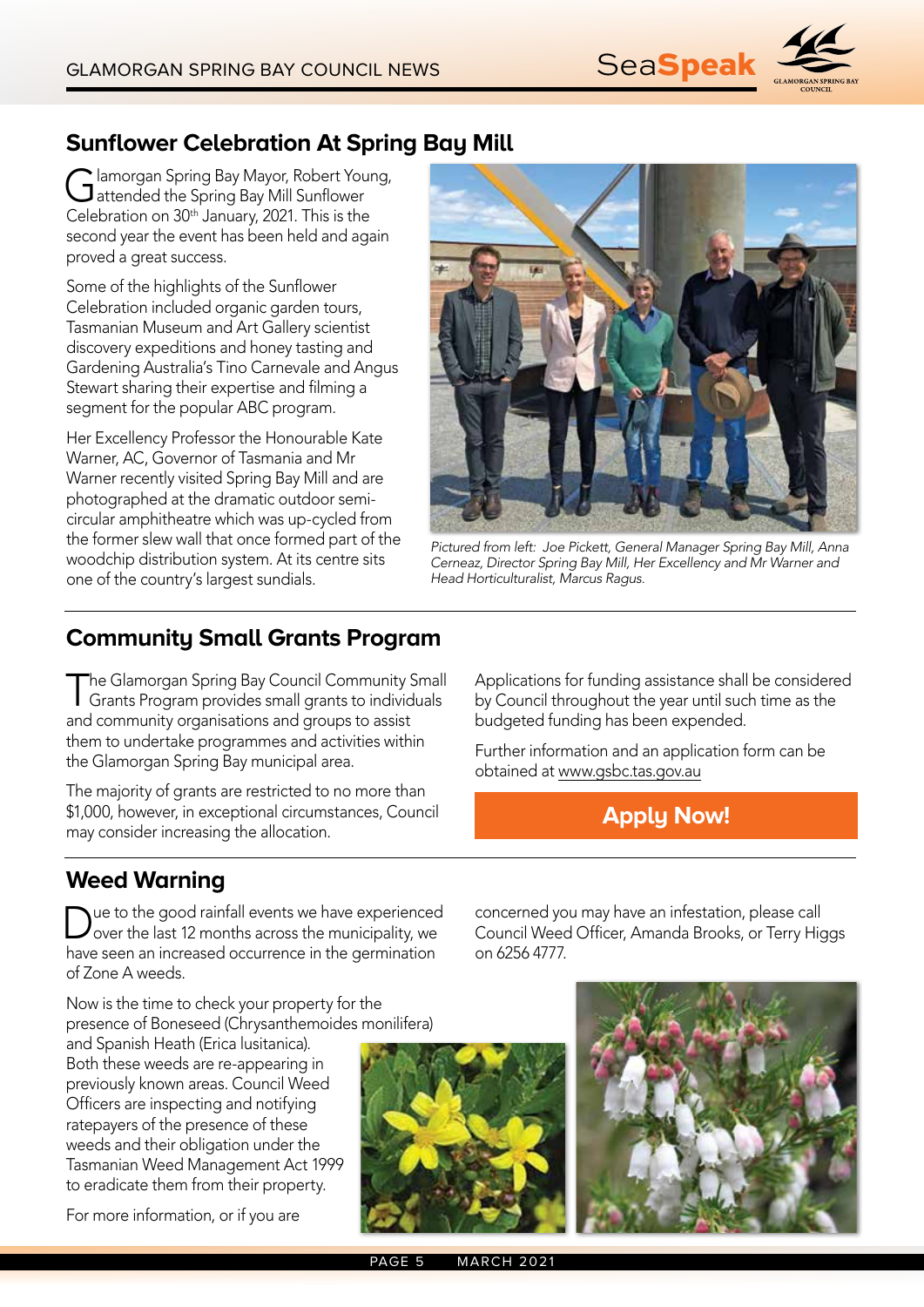## Sunflower Celebration At Spring Bay Mill

Glamorgan Spring Bay Mayor, Robert Young, attended the Spring Bay Mill Sunflower Celebration on 30th January, 2021. This is the second year the event has been held and again proved a great success.

Some of the highlights of the Sunflower Celebration included organic garden tours, Tasmanian Museum and Art Gallery scientist discovery expeditions and honey tasting and Gardening Australia's Tino Carnevale and Angus Stewart sharing their expertise and filming a segment for the popular ABC program.

Her Excellency Professor the Honourable Kate Warner, AC, Governor of Tasmania and Mr Warner recently visited Spring Bay Mill and are photographed at the dramatic outdoor semi-circular amphitheatre which was up-cycled from the former slew wall that once formed part of the woodchip distribution system. At its centre sits one of the country's largest sundials.

*Pictured from left: Joe Pickett, General Manager Spring Bay Mill, Anna Cerneaz, Director Spring Bay Mill, Her Excellency and Mr Warner and Head Horticulturalist, Marcus Ragus.*

## Community Small Grants Program

The Glamorgan Spring Bay Council Community Small Grants Program provides small grants to individuals and community organisations and groups to assist them to undertake programmes and activities within the Glamorgan Spring Bay municipal area.

The majority of grants are restricted to no more than $1,000, however, in exceptional circumstances, Council may consider increasing the allocation.

Applications for funding assistance shall be considered by Council throughout the year until such time as the budgeted funding has been expended.

Further information and an application form can be obtained at www.gsbc.tas.gov.au

**Apply Now!**

## Weed Warning

Due to the good rainfall events we have experienced over the last 12 months across the municipality, we have seen an increased occurrence in the germination of Zone A weeds.

Now is the time to check your property for the presence of Boneseed (Chrysanthemoides monilifera) and Spanish Heath (Erica lusitanica). Both these weeds are re-appearing in previously known areas. Council Weed Officers are inspecting and notifying ratepayers of the presence of these weeds and their obligation under the Tasmanian Weed Management Act 1999 to eradicate them from their property.

For more information, or if you are concerned you may have an infestation, please call Council Weed Officer, Amanda Brooks, or Terry Higgs on 6256 4777.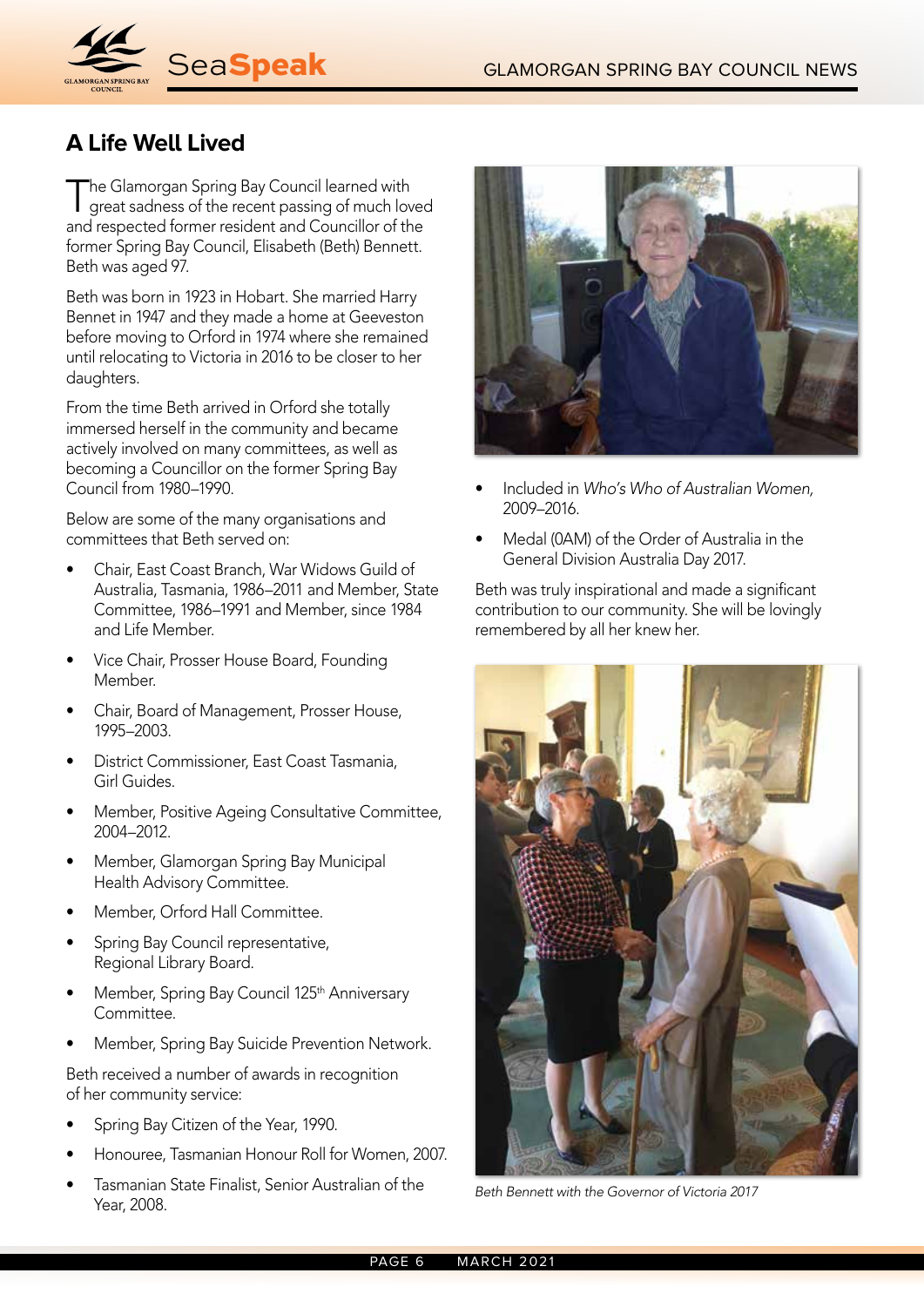## A Life Well Lived

The Glamorgan Spring Bay Council learned with great sadness of the recent passing of much loved and respected former resident and Councillor of the former Spring Bay Council, Elisabeth (Beth) Bennett. Beth was aged 97.

Beth was born in 1923 in Hobart. She married Harry Bennet in 1947 and they made a home at Geeveston before moving to Orford in 1974 where she remained until relocating to Victoria in 2016 to be closer to her daughters.

From the time Beth arrived in Orford she totally immersed herself in the community and became actively involved on many committees, as well as becoming a Councillor on the former Spring Bay Council from 1980–1990.

Below are some of the many organisations and committees that Beth served on:

- Chair, East Coast Branch, War Widows Guild of Australia, Tasmania, 1986–2011 and Member, State Committee, 1986–1991 and Member, since 1984 and Life Member.
- Vice Chair, Prosser House Board, Founding Member.
- Chair, Board of Management, Prosser House, 1995–2003.
- District Commissioner, East Coast Tasmania, Girl Guides.
- Member, Positive Ageing Consultative Committee, 2004–2012.
- Member, Glamorgan Spring Bay Municipal Health Advisory Committee.
- Member, Orford Hall Committee.
- Spring Bay Council representative, Regional Library Board.
- Member, Spring Bay Council 125th Anniversary Committee.
- Member, Spring Bay Suicide Prevention Network.

Beth received a number of awards in recognition of her community service:

- Spring Bay Citizen of the Year, 1990.
- Honouree, Tasmanian Honour Roll for Women, 2007.
- Tasmanian State Finalist, Senior Australian of the Year, 2008.
- Included in *Who's Who of Australian Women*, 2009–2016.
- Medal (0AM) of the Order of Australia in the General Division Australia Day 2017.

Beth was truly inspirational and made a significant contribution to our community. She will be lovingly remembered by all her knew her.

*Beth Bennett with the Governor of Victoria 2017*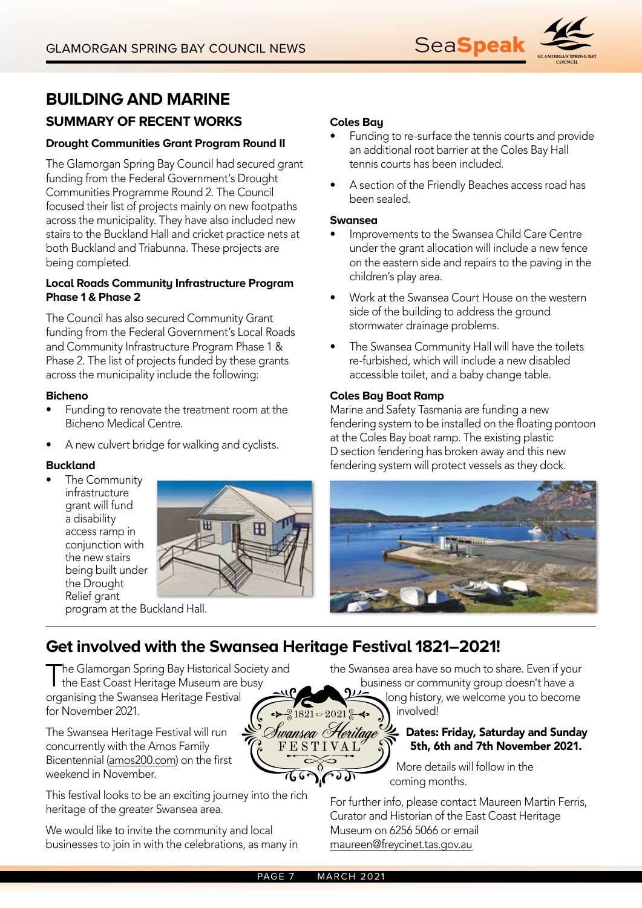# BUILDING AND MARINE

## SUMMARY OF RECENT WORKS

### Drought Communities Grant Program Round II

The Glamorgan Spring Bay Council had secured grant funding from the Federal Government's Drought Communities Programme Round 2. The Council focused their list of projects mainly on new footpaths across the municipality. They have also included new stairs to the Buckland Hall and cricket practice nets at both Buckland and Triabunna. These projects are being completed.

### Local Roads Community Infrastructure Program Phase 1 & Phase 2

The Council has also secured Community Grant funding from the Federal Government's Local Roads and Community Infrastructure Program Phase 1 & Phase 2. The list of projects funded by these grants across the municipality include the following:

**Bicheno**

- Funding to renovate the treatment room at the Bicheno Medical Centre.
- A new culvert bridge for walking and cyclists.

**Buckland**

- The Community infrastructure grant will fund a disability access ramp in conjunction with the new stairs being built under the Drought Relief grant program at the Buckland Hall.

**Coles Bay**

- Funding to re-surface the tennis courts and provide an additional root barrier at the Coles Bay Hall tennis courts has been included.
- A section of the Friendly Beaches access road has been sealed.

**Swansea**

- Improvements to the Swansea Child Care Centre under the grant allocation will include a new fence on the eastern side and repairs to the paving in the children's play area.
- Work at the Swansea Court House on the western side of the building to address the ground stormwater drainage problems.
- The Swansea Community Hall will have the toilets re-furbished, which will include a new disabled accessible toilet, and a baby change table.

**Coles Bay Boat Ramp**

Marine and Safety Tasmania are funding a new fendering system to be installed on the floating pontoon at the Coles Bay boat ramp. The existing plastic D section fendering has broken away and this new fendering system will protect vessels as they dock.

# Get involved with the Swansea Heritage Festival 1821–2021!

The Glamorgan Spring Bay Historical Society and the East Coast Heritage Museum are busy organising the Swansea Heritage Festival for November 2021.

The Swansea Heritage Festival will run concurrently with the Amos Family Bicentennial (amos200.com) on the first weekend in November.

This festival looks to be an exciting journey into the rich heritage of the greater Swansea area.

We would like to invite the community and local businesses to join in with the celebrations, as many in the Swansea area have so much to share. Even if your business or community group doesn't have a long history, we welcome you to become involved!

**Dates: Friday, Saturday and Sunday 5th, 6th and 7th November 2021.**

More details will follow in the coming months.

For further info, please contact Maureen Martin Ferris, Curator and Historian of the East Coast Heritage Museum on 6256 5066 or email maureen@freycinet.tas.gov.au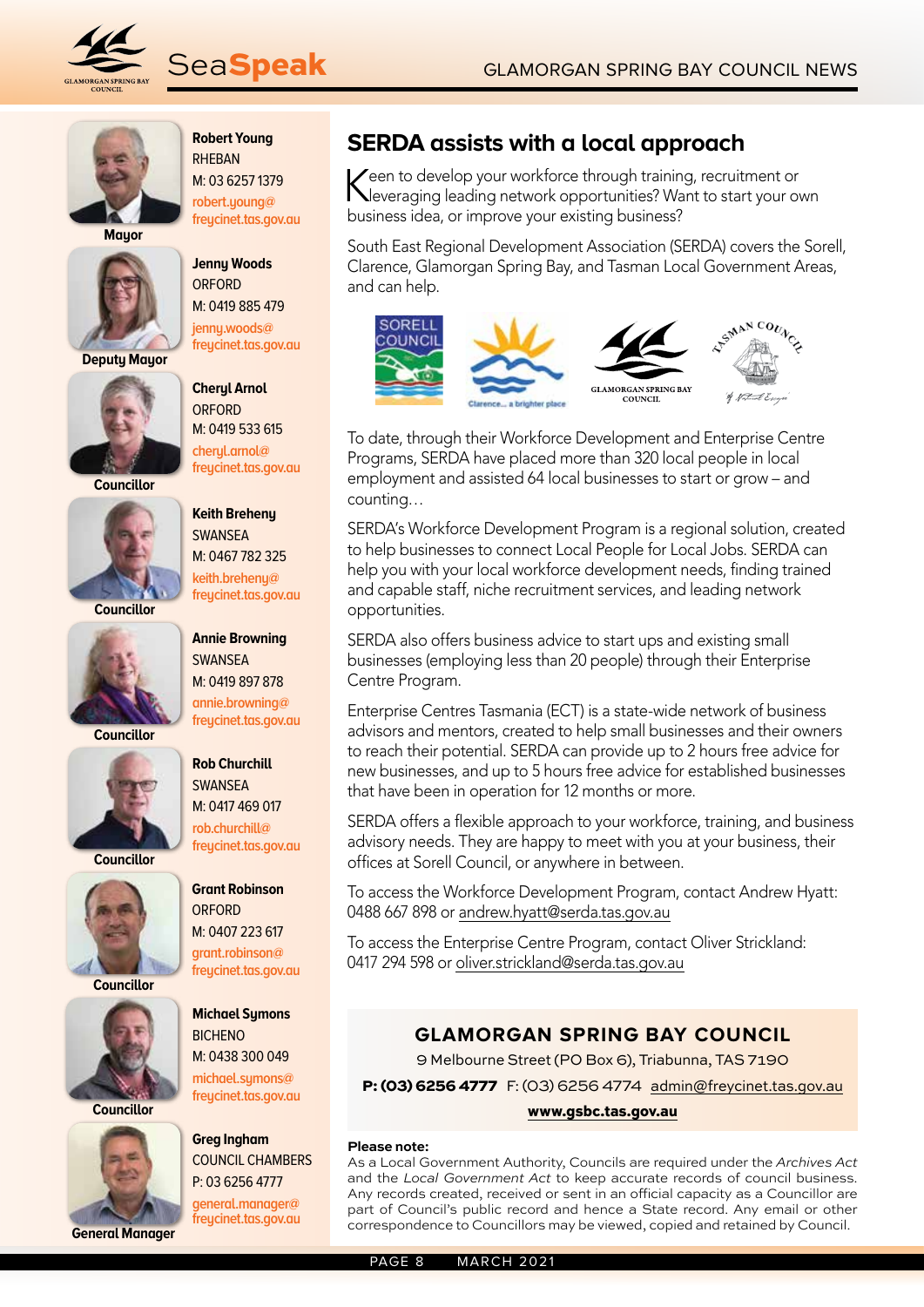**Robert Young**
RHEBAN
M: 03 6257 1379
robert.young@freycinet.tas.gov.au

Mayor

**Jenny Woods**
ORFORD
M: 0419 885 479
jenny.woods@freycinet.tas.gov.au

Deputy Mayor

**Cheryl Arnol**
ORFORD
M: 0419 533 615
cheryl.arnol@freycinet.tas.gov.au

Councillor

**Keith Breheny**
SWANSEA
M: 0467 782 325
keith.breheny@freycinet.tas.gov.au

Councillor

**Annie Browning**
SWANSEA
M: 0419 897 878
annie.browning@freycinet.tas.gov.au

Councillor

**Rob Churchill**
SWANSEA
M: 0417 469 017
rob.churchill@freycinet.tas.gov.au

Councillor

**Grant Robinson**
ORFORD
M: 0407 223 617
grant.robinson@freycinet.tas.gov.au

Councillor

**Michael Symons**
BICHENO
M: 0438 300 049
michael.symons@freycinet.tas.gov.au

Councillor

**Greg Ingham**
COUNCIL CHAMBERS
P: 03 6256 4777
general.manager@freycinet.tas.gov.au

General Manager

## SERDA assists with a local approach

Keen to develop your workforce through training, recruitment or leveraging leading network opportunities? Want to start your own business idea, or improve your existing business?

South East Regional Development Association (SERDA) covers the Sorell, Clarence, Glamorgan Spring Bay, and Tasman Local Government Areas, and can help.

SORELL COUNCIL — Clarence... a brighter place — GLAMORGAN SPRING BAY COUNCIL — TASMAN COUNCIL

To date, through their Workforce Development and Enterprise Centre Programs, SERDA have placed more than 320 local people in local employment and assisted 64 local businesses to start or grow – and counting…

SERDA's Workforce Development Program is a regional solution, created to help businesses to connect Local People for Local Jobs. SERDA can help you with your local workforce development needs, finding trained and capable staff, niche recruitment services, and leading network opportunities.

SERDA also offers business advice to start ups and existing small businesses (employing less than 20 people) through their Enterprise Centre Program.

Enterprise Centres Tasmania (ECT) is a state-wide network of business advisors and mentors, created to help small businesses and their owners to reach their potential. SERDA can provide up to 2 hours free advice for new businesses, and up to 5 hours free advice for established businesses that have been in operation for 12 months or more.

SERDA offers a flexible approach to your workforce, training, and business advisory needs. They are happy to meet with you at your business, their offices at Sorell Council, or anywhere in between.

To access the Workforce Development Program, contact Andrew Hyatt: 0488 667 898 or andrew.hyatt@serda.tas.gov.au

To access the Enterprise Centre Program, contact Oliver Strickland: 0417 294 598 or oliver.strickland@serda.tas.gov.au

### GLAMORGAN SPRING BAY COUNCIL

9 Melbourne Street (PO Box 6), Triabunna, TAS 7190

**P: (03) 6256 4777** F: (03) 6256 4774 admin@freycinet.tas.gov.au

**www.gsbc.tas.gov.au**

**Please note:**
As a Local Government Authority, Councils are required under the *Archives Act* and the *Local Government Act* to keep accurate records of council business. Any records created, received or sent in an official capacity as a Councillor are part of Council's public record and hence a State record. Any email or other correspondence to Councillors may be viewed, copied and retained by Council.